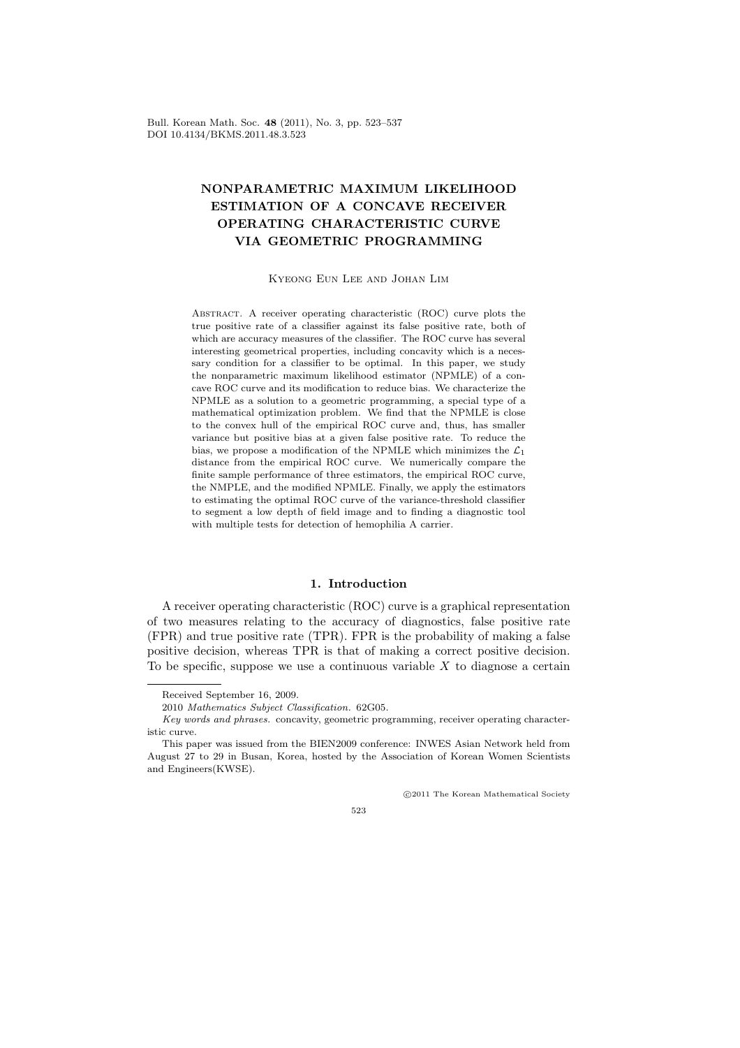# NONPARAMETRIC MAXIMUM LIKELIHOOD ESTIMATION OF A CONCAVE RECEIVER OPERATING CHARACTERISTIC CURVE VIA GEOMETRIC PROGRAMMING

Kyeong Eun Lee and Johan Lim

Abstract. A receiver operating characteristic (ROC) curve plots the true positive rate of a classifier against its false positive rate, both of which are accuracy measures of the classifier. The ROC curve has several interesting geometrical properties, including concavity which is a necessary condition for a classifier to be optimal. In this paper, we study the nonparametric maximum likelihood estimator (NPMLE) of a concave ROC curve and its modification to reduce bias. We characterize the NPMLE as a solution to a geometric programming, a special type of a mathematical optimization problem. We find that the NPMLE is close to the convex hull of the empirical ROC curve and, thus, has smaller variance but positive bias at a given false positive rate. To reduce the bias, we propose a modification of the NPMLE which minimizes the $\mathcal{L}_1$ distance from the empirical ROC curve. We numerically compare the finite sample performance of three estimators, the empirical ROC curve, the NMPLE, and the modified NPMLE. Finally, we apply the estimators to estimating the optimal ROC curve of the variance-threshold classifier to segment a low depth of field image and to finding a diagnostic tool with multiple tests for detection of hemophilia A carrier.

## 1. Introduction

A receiver operating characteristic (ROC) curve is a graphical representation of two measures relating to the accuracy of diagnostics, false positive rate (FPR) and true positive rate (TPR). FPR is the probability of making a false positive decision, whereas TPR is that of making a correct positive decision. To be specific, suppose we use a continuous variable $X$ to diagnose a certain

---

Received September 16, 2009.

2010 *Mathematics Subject Classification.* 62G05.

*Key words and phrases.* concavity, geometric programming, receiver operating characteristic curve.

This paper was issued from the BIEN2009 conference: INWES Asian Network held from August 27 to 29 in Busan, Korea, hosted by the Association of Korean Women Scientists and Engineers(KWSE).

©2011 The Korean Mathematical Society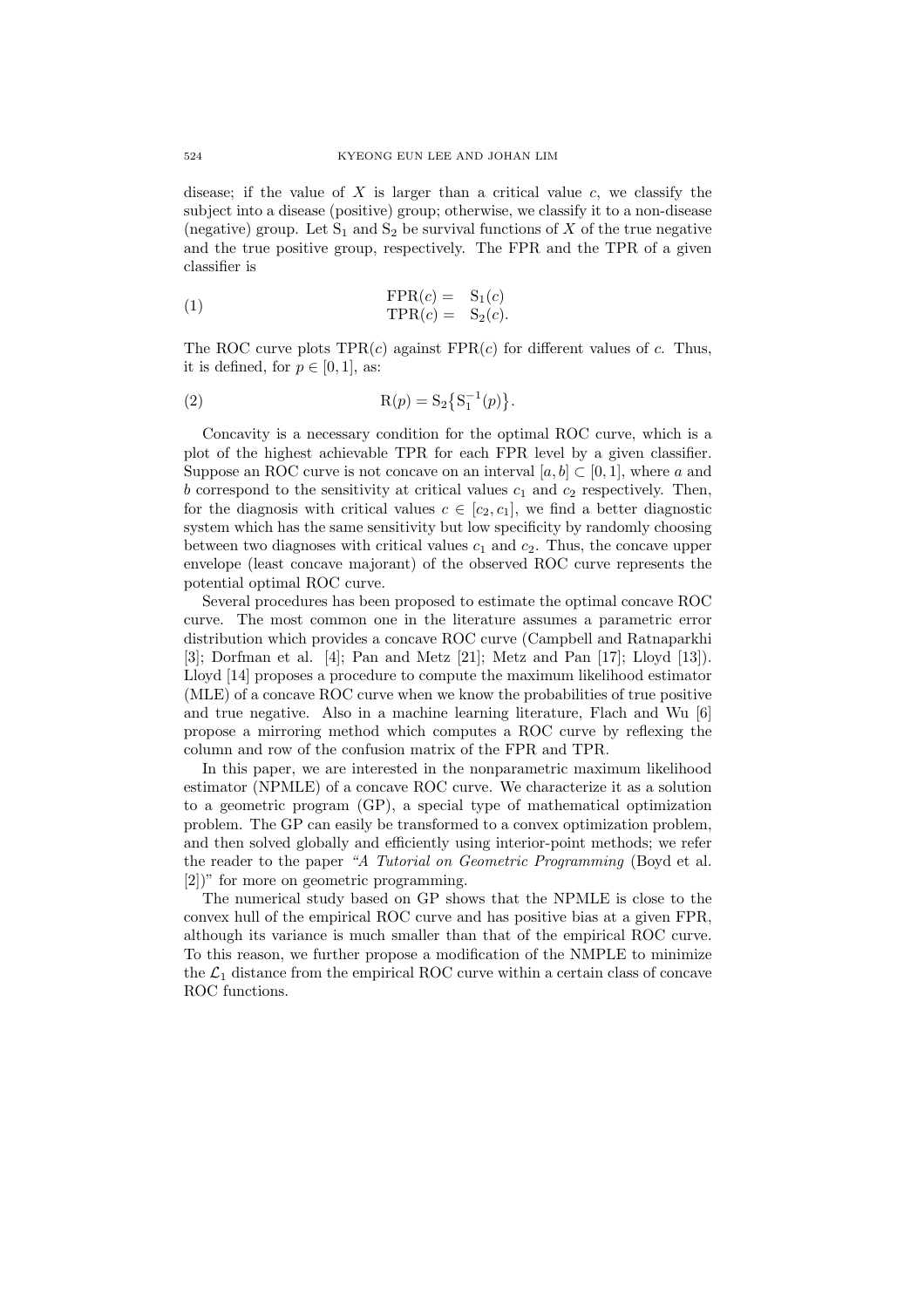disease; if the value of $X$ is larger than a critical value $c$, we classify the subject into a disease (positive) group; otherwise, we classify it to a non-disease (negative) group. Let $\mathrm{S}_1$ and $\mathrm{S}_2$ be survival functions of $X$ of the true negative and the true positive group, respectively. The FPR and the TPR of a given classifier is

$$
\begin{aligned}
\mathrm{FPR}(c) &= \mathrm{S}_1(c) \\
\mathrm{TPR}(c) &= \mathrm{S}_2(c).
\end{aligned} \tag{1}
$$

The ROC curve plots $\mathrm{TPR}(c)$ against $\mathrm{FPR}(c)$ for different values of $c$. Thus, it is defined, for $p \in [0,1]$, as:

$$
\mathrm{R}(p) = \mathrm{S}_2\big\{\mathrm{S}_1^{-1}(p)\big\}. \tag{2}
$$

Concavity is a necessary condition for the optimal ROC curve, which is a plot of the highest achievable TPR for each FPR level by a given classifier. Suppose an ROC curve is not concave on an interval $[a, b] \subset [0, 1]$, where $a$ and $b$ correspond to the sensitivity at critical values $c_1$ and $c_2$ respectively. Then, for the diagnosis with critical values $c \in [c_2, c_1]$, we find a better diagnostic system which has the same sensitivity but low specificity by randomly choosing between two diagnoses with critical values $c_1$ and $c_2$. Thus, the concave upper envelope (least concave majorant) of the observed ROC curve represents the potential optimal ROC curve.

Several procedures has been proposed to estimate the optimal concave ROC curve. The most common one in the literature assumes a parametric error distribution which provides a concave ROC curve (Campbell and Ratnaparkhi [3]; Dorfman et al. [4]; Pan and Metz [21]; Metz and Pan [17]; Lloyd [13]). Lloyd [14] proposes a procedure to compute the maximum likelihood estimator (MLE) of a concave ROC curve when we know the probabilities of true positive and true negative. Also in a machine learning literature, Flach and Wu [6] propose a mirroring method which computes a ROC curve by reflexing the column and row of the confusion matrix of the FPR and TPR.

In this paper, we are interested in the nonparametric maximum likelihood estimator (NPMLE) of a concave ROC curve. We characterize it as a solution to a geometric program (GP), a special type of mathematical optimization problem. The GP can easily be transformed to a convex optimization problem, and then solved globally and efficiently using interior-point methods; we refer the reader to the paper *"A Tutorial on Geometric Programming* (Boyd et al. [2])" for more on geometric programming.

The numerical study based on GP shows that the NPMLE is close to the convex hull of the empirical ROC curve and has positive bias at a given FPR, although its variance is much smaller than that of the empirical ROC curve. To this reason, we further propose a modification of the NMPLE to minimize the $\mathcal{L}_1$ distance from the empirical ROC curve within a certain class of concave ROC functions.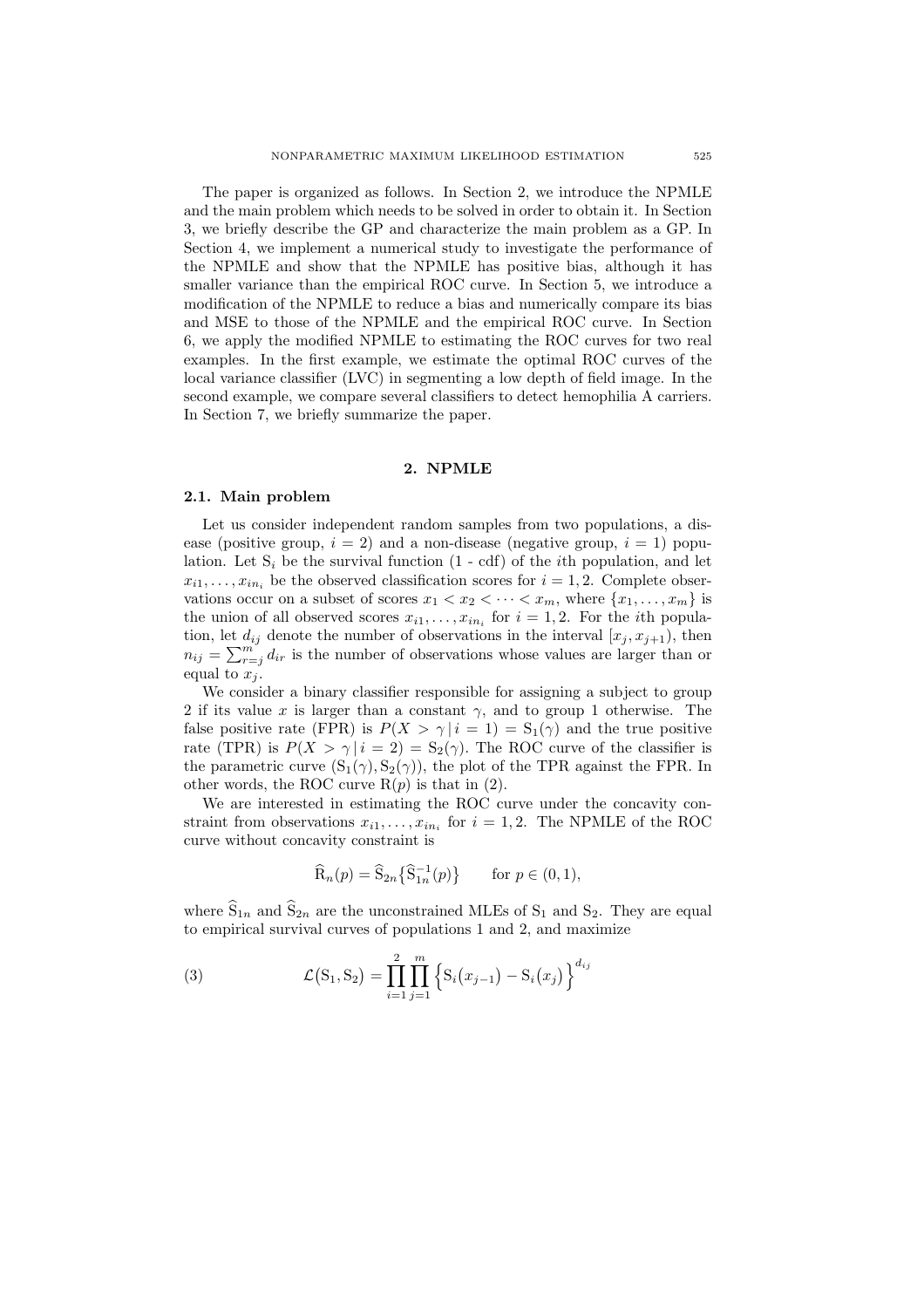The paper is organized as follows. In Section 2, we introduce the NPMLE and the main problem which needs to be solved in order to obtain it. In Section 3, we briefly describe the GP and characterize the main problem as a GP. In Section 4, we implement a numerical study to investigate the performance of the NPMLE and show that the NPMLE has positive bias, although it has smaller variance than the empirical ROC curve. In Section 5, we introduce a modification of the NPMLE to reduce a bias and numerically compare its bias and MSE to those of the NPMLE and the empirical ROC curve. In Section 6, we apply the modified NPMLE to estimating the ROC curves for two real examples. In the first example, we estimate the optimal ROC curves of the local variance classifier (LVC) in segmenting a low depth of field image. In the second example, we compare several classifiers to detect hemophilia A carriers. In Section 7, we briefly summarize the paper.

## 2. NPMLE

### 2.1. Main problem

Let us consider independent random samples from two populations, a disease (positive group, $i = 2$) and a non-disease (negative group, $i = 1$) population. Let $\mathrm{S}_i$ be the survival function (1 - cdf) of the $i$th population, and let $x_{i1}, \ldots, x_{in_i}$ be the observed classification scores for $i = 1, 2$. Complete observations occur on a subset of scores $x_1 < x_2 < \cdots < x_m$, where $\{x_1, \ldots, x_m\}$ is the union of all observed scores $x_{i1}, \ldots, x_{in_i}$ for $i = 1, 2$. For the $i$th population, let $d_{ij}$ denote the number of observations in the interval $[x_j, x_{j+1})$, then $n_{ij} = \sum_{r=j}^{m} d_{ir}$ is the number of observations whose values are larger than or equal to $x_j$.

We consider a binary classifier responsible for assigning a subject to group 2 if its value $x$ is larger than a constant $\gamma$, and to group 1 otherwise. The false positive rate (FPR) is $P(X > \gamma \,|\, i = 1) = \mathrm{S}_1(\gamma)$ and the true positive rate (TPR) is $P(X > \gamma \,|\, i = 2) = \mathrm{S}_2(\gamma)$. The ROC curve of the classifier is the parametric curve $(\mathrm{S}_1(\gamma), \mathrm{S}_2(\gamma))$, the plot of the TPR against the FPR. In other words, the ROC curve $\mathrm{R}(p)$ is that in (2).

We are interested in estimating the ROC curve under the concavity constraint from observations $x_{i1}, \ldots, x_{in_i}$ for $i = 1, 2$. The NPMLE of the ROC curve without concavity constraint is

$$\widehat{\mathrm{R}}_n(p) = \widehat{\mathrm{S}}_{2n}\{\widehat{\mathrm{S}}_{1n}^{-1}(p)\} \qquad \text{for } p \in (0, 1),$$

where $\widehat{\mathrm{S}}_{1n}$ and $\widehat{\mathrm{S}}_{2n}$ are the unconstrained MLEs of $\mathrm{S}_1$ and $\mathrm{S}_2$. They are equal to empirical survival curves of populations 1 and 2, and maximize

$$\mathcal{L}(\mathrm{S}_1, \mathrm{S}_2) = \prod_{i=1}^{2} \prod_{j=1}^{m} \Big\{ \mathrm{S}_i(x_{j-1}) - \mathrm{S}_i(x_j) \Big\}^{d_{ij}} \tag{3}$$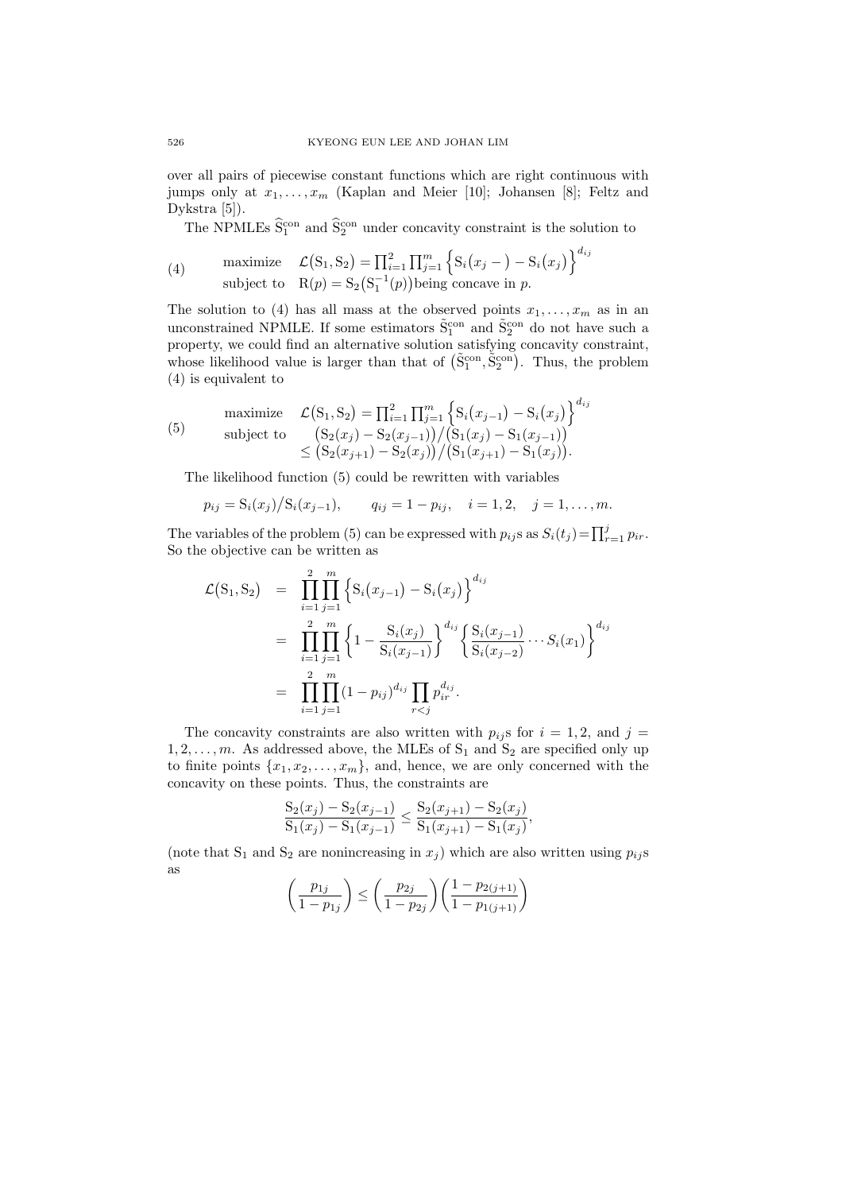over all pairs of piecewise constant functions which are right continuous with jumps only at $x_1, \ldots, x_m$ (Kaplan and Meier [10]; Johansen [8]; Feltz and Dykstra [5]).

The NPMLEs $\widehat{\mathrm{S}}_1^{\mathrm{con}}$ and $\widehat{\mathrm{S}}_2^{\mathrm{con}}$ under concavity constraint is the solution to

$$
\begin{array}{ll}
\text{maximize} & \mathcal{L}(\mathrm{S}_1, \mathrm{S}_2) = \prod_{i=1}^{2} \prod_{j=1}^{m} \Big\{ \mathrm{S}_i(x_j -) - \mathrm{S}_i(x_j) \Big\}^{d_{ij}} \\
\text{subject to} & \mathrm{R}(p) = \mathrm{S}_2(\mathrm{S}_1^{-1}(p)) \text{being concave in } p.
\end{array} \tag{4}
$$

The solution to (4) has all mass at the observed points $x_1, \ldots, x_m$ as in an unconstrained NPMLE. If some estimators $\tilde{\mathrm{S}}_1^{\mathrm{con}}$ and $\tilde{\mathrm{S}}_2^{\mathrm{con}}$ do not have such a property, we could find an alternative solution satisfying concavity constraint, whose likelihood value is larger than that of $(\tilde{\mathrm{S}}_1^{\mathrm{con}}, \tilde{\mathrm{S}}_2^{\mathrm{con}})$. Thus, the problem (4) is equivalent to

$$
\begin{array}{ll}
\text{maximize} & \mathcal{L}(\mathrm{S}_1, \mathrm{S}_2) = \prod_{i=1}^{2} \prod_{j=1}^{m} \Big\{ \mathrm{S}_i(x_{j-1}) - \mathrm{S}_i(x_j) \Big\}^{d_{ij}} \\
\text{subject to} & \big(\mathrm{S}_2(x_j) - \mathrm{S}_2(x_{j-1})\big) / \big(\mathrm{S}_1(x_j) - \mathrm{S}_1(x_{j-1})\big) \\
& \leq \big(\mathrm{S}_2(x_{j+1}) - \mathrm{S}_2(x_j)\big) / \big(\mathrm{S}_1(x_{j+1}) - \mathrm{S}_1(x_j)\big).
\end{array} \tag{5}
$$

The likelihood function (5) could be rewritten with variables

$$
p_{ij} = \mathrm{S}_i(x_j) / \mathrm{S}_i(x_{j-1}), \qquad q_{ij} = 1 - p_{ij}, \quad i = 1, 2, \quad j = 1, \ldots, m.
$$

The variables of the problem (5) can be expressed with $p_{ij}$s as $S_i(t_j) = \prod_{r=1}^{j} p_{ir}$. So the objective can be written as

$$
\begin{aligned}
\mathcal{L}(\mathrm{S}_1, \mathrm{S}_2) &= \prod_{i=1}^{2} \prod_{j=1}^{m} \Big\{ \mathrm{S}_i(x_{j-1}) - \mathrm{S}_i(x_j) \Big\}^{d_{ij}} \\
&= \prod_{i=1}^{2} \prod_{j=1}^{m} \left\{ 1 - \frac{\mathrm{S}_i(x_j)}{\mathrm{S}_i(x_{j-1})} \right\}^{d_{ij}} \left\{ \frac{\mathrm{S}_i(x_{j-1})}{\mathrm{S}_i(x_{j-2})} \cdots S_i(x_1) \right\}^{d_{ij}} \\
&= \prod_{i=1}^{2} \prod_{j=1}^{m} (1 - p_{ij})^{d_{ij}} \prod_{r<j} p_{ir}^{d_{ij}}.
\end{aligned}
$$

The concavity constraints are also written with $p_{ij}$s for $i = 1, 2$, and $j = 1, 2, \ldots, m$. As addressed above, the MLEs of $\mathrm{S}_1$ and $\mathrm{S}_2$ are specified only up to finite points $\{x_1, x_2, \ldots, x_m\}$, and, hence, we are only concerned with the concavity on these points. Thus, the constraints are

$$
\frac{\mathrm{S}_2(x_j) - \mathrm{S}_2(x_{j-1})}{\mathrm{S}_1(x_j) - \mathrm{S}_1(x_{j-1})} \leq \frac{\mathrm{S}_2(x_{j+1}) - \mathrm{S}_2(x_j)}{\mathrm{S}_1(x_{j+1}) - \mathrm{S}_1(x_j)},
$$

(note that $\mathrm{S}_1$ and $\mathrm{S}_2$ are nonincreasing in $x_j$) which are also written using $p_{ij}$s as

$$
\left( \frac{p_{1j}}{1 - p_{1j}} \right) \leq \left( \frac{p_{2j}}{1 - p_{2j}} \right) \left( \frac{1 - p_{2(j+1)}}{1 - p_{1(j+1)}} \right)
$$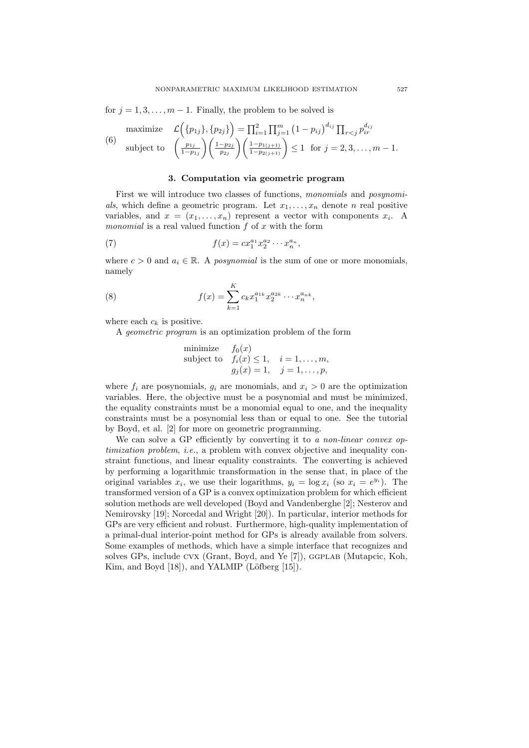for $j = 1, 3, \ldots, m-1$. Finally, the problem to be solved is

$$
\begin{array}{ll}
\text{maximize} & \mathcal{L}\Big(\{p_{1j}\}, \{p_{2j}\}\Big) = \prod_{i=1}^{2} \prod_{j=1}^{m} \left(1 - p_{ij}\right)^{d_{ij}} \prod_{r<j} p_{ir}^{d_{ij}} \\
\text{subject to} & \left(\frac{p_{1j}}{1-p_{1j}}\right)\left(\frac{1-p_{2j}}{p_{2j}}\right)\left(\frac{1-p_{1(j+1)}}{1-p_{2(j+1)}}\right) \leq 1 \;\; \text{for } j = 2, 3, \ldots, m-1.
\end{array} \tag{6}
$$

### 3. Computation via geometric program

First we will introduce two classes of functions, *monomials* and *posynomials*, which define a geometric program. Let $x_1, \ldots, x_n$ denote $n$ real positive variables, and $x = (x_1, \ldots, x_n)$ represent a vector with components $x_i$. A *monomial* is a real valued function $f$ of $x$ with the form

$$
f(x) = c x_1^{a_1} x_2^{a_2} \cdots x_n^{a_n}, \tag{7}
$$

where $c > 0$ and $a_i \in \mathbb{R}$. A *posynomial* is the sum of one or more monomials, namely

$$
f(x) = \sum_{k=1}^{K} c_k x_1^{a_{1k}} x_2^{a_{2k}} \cdots x_n^{a_{nk}}, \tag{8}
$$

where each $c_k$ is positive.

A *geometric program* is an optimization problem of the form

$$
\begin{array}{ll}
\text{minimize} & f_0(x) \\
\text{subject to} & f_i(x) \leq 1, \quad i = 1, \ldots, m, \\
 & g_j(x) = 1, \quad j = 1, \ldots, p,
\end{array}
$$

where $f_i$ are posynomials, $g_i$ are monomials, and $x_i > 0$ are the optimization variables. Here, the objective must be a posynomial and must be minimized, the equality constraints must be a monomial equal to one, and the inequality constraints must be a posynomial less than or equal to one. See the tutorial by Boyd, et al. [2] for more on geometric programming.

We can solve a GP efficiently by converting it to *a non-linear convex optimization problem*, *i.e.*, a problem with convex objective and inequality constraint functions, and linear equality constraints. The converting is achieved by performing a logarithmic transformation in the sense that, in place of the original variables $x_i$, we use their logarithms, $y_i = \log x_i$ (so $x_i = e^{y_i}$). The transformed version of a GP is a convex optimization problem for which efficient solution methods are well developed (Boyd and Vandenberghe [2]; Nesterov and Nemirovsky [19]; Norcedal and Wright [20]). In particular, interior methods for GPs are very efficient and robust. Furthermore, high-quality implementation of a primal-dual interior-point method for GPs is already available from solvers. Some examples of methods, which have a simple interface that recognizes and solves GPs, include CVX (Grant, Boyd, and Ye [7]), GGPLAB (Mutapcic, Koh, Kim, and Boyd [18]), and YALMIP (Löfberg [15]).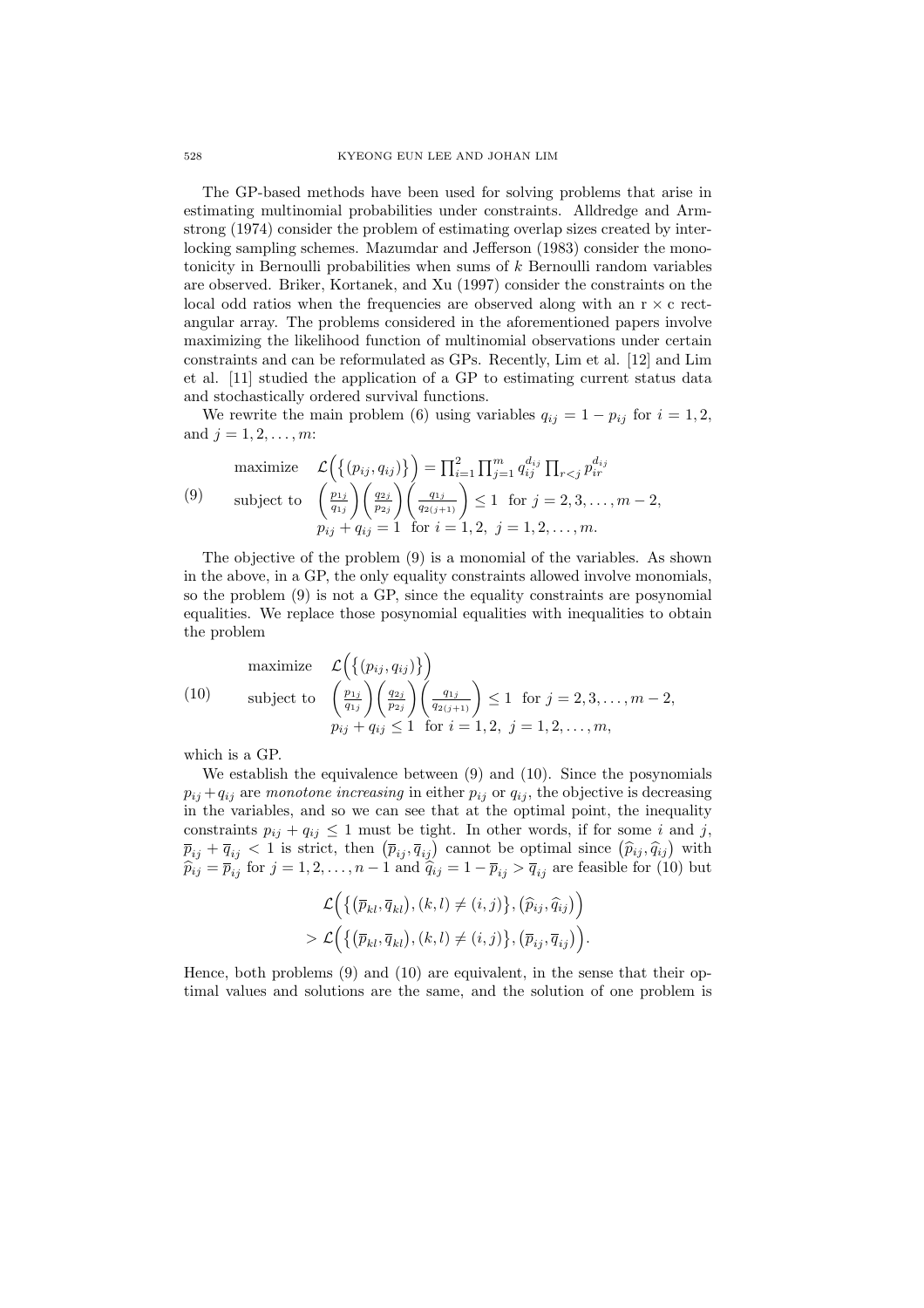The GP-based methods have been used for solving problems that arise in estimating multinomial probabilities under constraints. Alldredge and Armstrong (1974) consider the problem of estimating overlap sizes created by interlocking sampling schemes. Mazumdar and Jefferson (1983) consider the monotonicity in Bernoulli probabilities when sums of $k$ Bernoulli random variables are observed. Briker, Kortanek, and Xu (1997) consider the constraints on the local odd ratios when the frequencies are observed along with an r × c rectangular array. The problems considered in the aforementioned papers involve maximizing the likelihood function of multinomial observations under certain constraints and can be reformulated as GPs. Recently, Lim et al. [12] and Lim et al. [11] studied the application of a GP to estimating current status data and stochastically ordered survival functions.

We rewrite the main problem (6) using variables $q_{ij} = 1 - p_{ij}$ for $i = 1, 2$, and $j = 1, 2, \ldots, m$:

$$
\begin{array}{lll}
& \text{maximize} & \mathcal{L}\Big(\big\{(p_{ij}, q_{ij})\big\}\Big) = \prod_{i=1}^{2}\prod_{j=1}^{m} q_{ij}^{d_{ij}} \prod_{r<j} p_{ir}^{d_{ij}} \\
(9) & \text{subject to} & \left(\frac{p_{1j}}{q_{1j}}\right)\left(\frac{q_{2j}}{p_{2j}}\right)\left(\frac{q_{1j}}{q_{2(j+1)}}\right) \le 1 \ \text{ for } j = 2, 3, \ldots, m-2, \\
& & p_{ij} + q_{ij} = 1 \ \text{ for } i = 1, 2, \ j = 1, 2, \ldots, m.
\end{array}
$$

The objective of the problem (9) is a monomial of the variables. As shown in the above, in a GP, the only equality constraints allowed involve monomials, so the problem (9) is not a GP, since the equality constraints are posynomial equalities. We replace those posynomial equalities with inequalities to obtain the problem

$$
\begin{array}{lll}
& \text{maximize} & \mathcal{L}\Big(\big\{(p_{ij}, q_{ij})\big\}\Big) \\
(10) & \text{subject to} & \left(\frac{p_{1j}}{q_{1j}}\right)\left(\frac{q_{2j}}{p_{2j}}\right)\left(\frac{q_{1j}}{q_{2(j+1)}}\right) \le 1 \ \text{ for } j = 2, 3, \ldots, m-2, \\
& & p_{ij} + q_{ij} \le 1 \ \text{ for } i = 1, 2, \ j = 1, 2, \ldots, m,
\end{array}
$$

which is a GP.

We establish the equivalence between (9) and (10). Since the posynomials $p_{ij} + q_{ij}$ are *monotone increasing* in either $p_{ij}$ or $q_{ij}$, the objective is decreasing in the variables, and so we can see that at the optimal point, the inequality constraints $p_{ij} + q_{ij} \le 1$ must be tight. In other words, if for some $i$ and $j$, $\overline{p}_{ij} + \overline{q}_{ij} < 1$ is strict, then $\big(\overline{p}_{ij}, \overline{q}_{ij}\big)$ cannot be optimal since $\big(\widehat{p}_{ij}, \widehat{q}_{ij}\big)$ with $\widehat{p}_{ij} = \overline{p}_{ij}$ for $j = 1, 2, \ldots, n-1$ and $\widehat{q}_{ij} = 1 - \overline{p}_{ij} > \overline{q}_{ij}$ are feasible for (10) but

$$
\begin{aligned}
&\mathcal{L}\Big(\big\{\big(\overline{p}_{kl}, \overline{q}_{kl}\big), (k,l) \neq (i,j)\big\}, \big(\widehat{p}_{ij}, \widehat{q}_{ij}\big)\Big) \\
&> \mathcal{L}\Big(\big\{\big(\overline{p}_{kl}, \overline{q}_{kl}\big), (k,l) \neq (i,j)\big\}, \big(\overline{p}_{ij}, \overline{q}_{ij}\big)\Big).
\end{aligned}
$$

Hence, both problems (9) and (10) are equivalent, in the sense that their optimal values and solutions are the same, and the solution of one problem is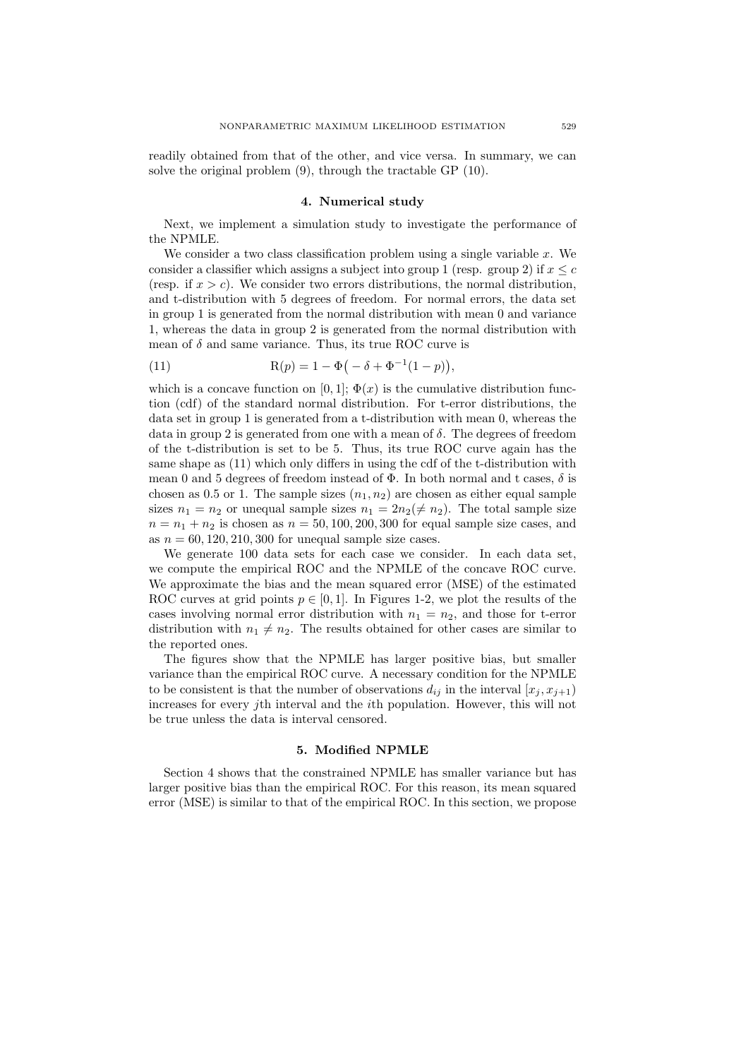readily obtained from that of the other, and vice versa. In summary, we can solve the original problem (9), through the tractable GP (10).

## 4. Numerical study

Next, we implement a simulation study to investigate the performance of the NPMLE.

We consider a two class classification problem using a single variable $x$. We consider a classifier which assigns a subject into group 1 (resp. group 2) if $x \leq c$ (resp. if $x > c$). We consider two errors distributions, the normal distribution, and t-distribution with 5 degrees of freedom. For normal errors, the data set in group 1 is generated from the normal distribution with mean 0 and variance 1, whereas the data in group 2 is generated from the normal distribution with mean of $\delta$ and same variance. Thus, its true ROC curve is

$$\mathrm{R}(p) = 1 - \Phi\big(-\delta + \Phi^{-1}(1-p)\big), \tag{11}$$

which is a concave function on $[0,1]$; $\Phi(x)$ is the cumulative distribution function (cdf) of the standard normal distribution. For t-error distributions, the data set in group 1 is generated from a t-distribution with mean 0, whereas the data in group 2 is generated from one with a mean of $\delta$. The degrees of freedom of the t-distribution is set to be 5. Thus, its true ROC curve again has the same shape as (11) which only differs in using the cdf of the t-distribution with mean 0 and 5 degrees of freedom instead of $\Phi$. In both normal and t cases, $\delta$ is chosen as 0.5 or 1. The sample sizes $(n_1, n_2)$ are chosen as either equal sample sizes $n_1 = n_2$ or unequal sample sizes $n_1 = 2n_2 (\neq n_2)$. The total sample size $n = n_1 + n_2$ is chosen as $n = 50, 100, 200, 300$ for equal sample size cases, and as $n = 60, 120, 210, 300$ for unequal sample size cases.

We generate 100 data sets for each case we consider. In each data set, we compute the empirical ROC and the NPMLE of the concave ROC curve. We approximate the bias and the mean squared error (MSE) of the estimated ROC curves at grid points $p \in [0,1]$. In Figures 1-2, we plot the results of the cases involving normal error distribution with $n_1 = n_2$, and those for t-error distribution with $n_1 \neq n_2$. The results obtained for other cases are similar to the reported ones.

The figures show that the NPMLE has larger positive bias, but smaller variance than the empirical ROC curve. A necessary condition for the NPMLE to be consistent is that the number of observations $d_{ij}$ in the interval $[x_j, x_{j+1})$ increases for every $j$th interval and the $i$th population. However, this will not be true unless the data is interval censored.

## 5. Modified NPMLE

Section 4 shows that the constrained NPMLE has smaller variance but has larger positive bias than the empirical ROC. For this reason, its mean squared error (MSE) is similar to that of the empirical ROC. In this section, we propose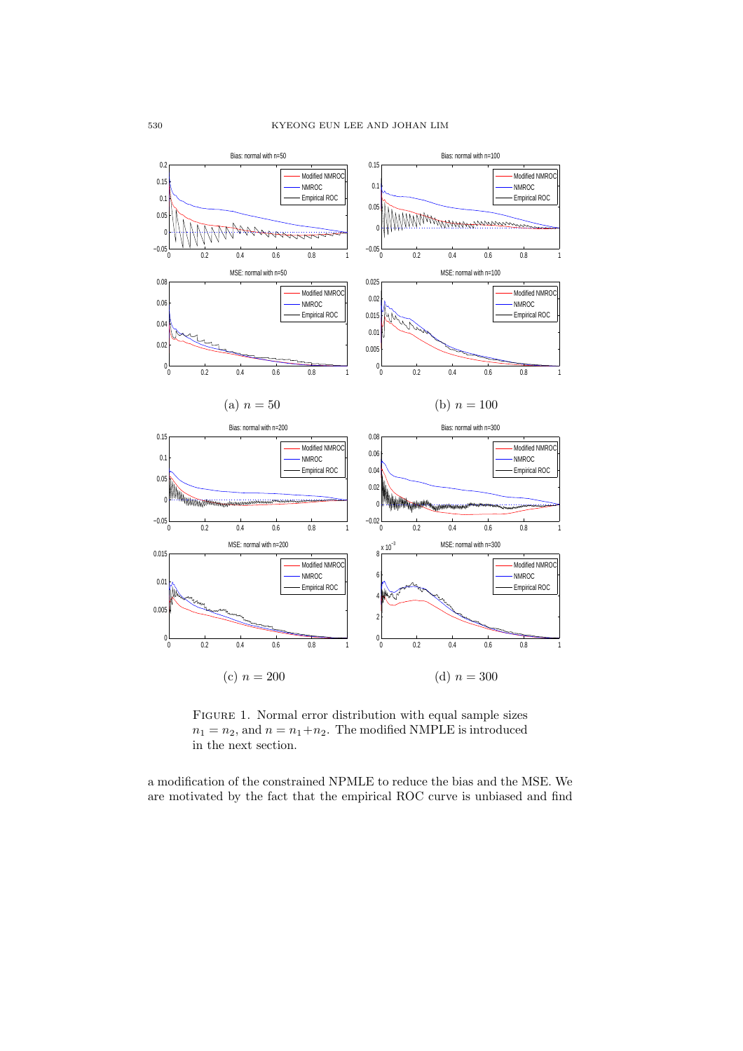(a) $n = 50$

(b) $n = 100$

(c) $n = 200$

(d) $n = 300$

FIGURE 1. Normal error distribution with equal sample sizes $n_1 = n_2$, and $n = n_1 + n_2$. The modified NMPLE is introduced in the next section.

a modification of the constrained NPMLE to reduce the bias and the MSE. We are motivated by the fact that the empirical ROC curve is unbiased and find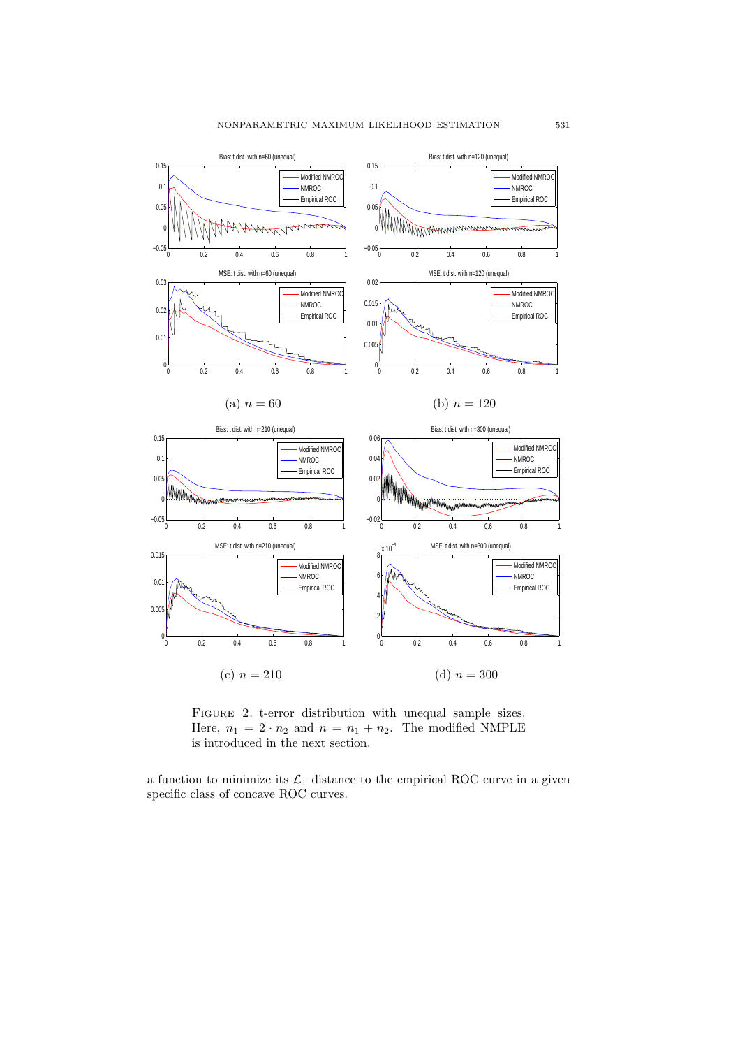(a) $n = 60$

(b) $n = 120$

(c) $n = 210$

(d) $n = 300$

FIGURE 2. t-error distribution with unequal sample sizes. Here, $n_1 = 2 \cdot n_2$ and $n = n_1 + n_2$. The modified NMPLE is introduced in the next section.

a function to minimize its $\mathcal{L}_1$ distance to the empirical ROC curve in a given specific class of concave ROC curves.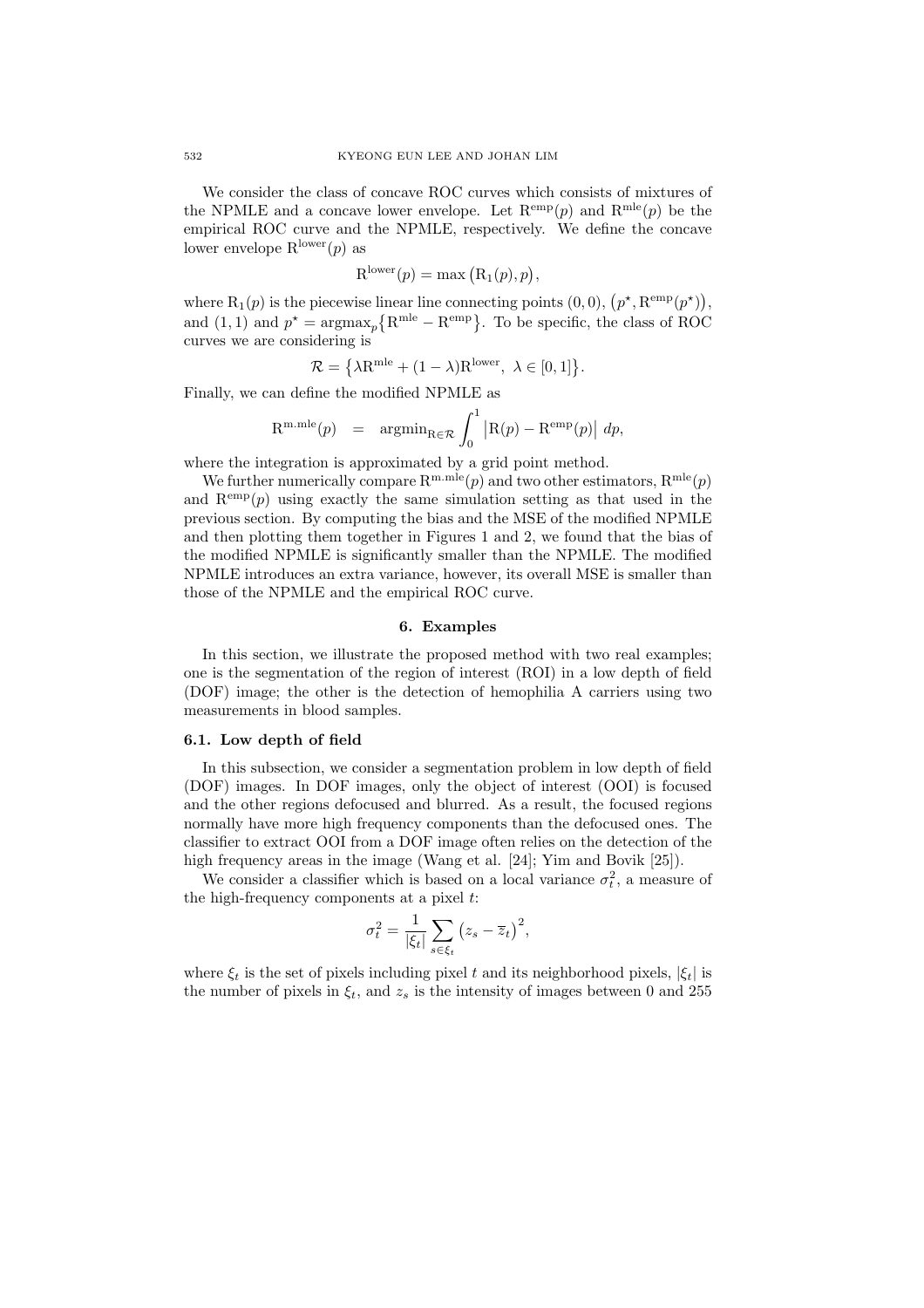We consider the class of concave ROC curves which consists of mixtures of the NPMLE and a concave lower envelope. Let $\mathrm{R}^{\mathrm{emp}}(p)$ and $\mathrm{R}^{\mathrm{mle}}(p)$ be the empirical ROC curve and the NPMLE, respectively. We define the concave lower envelope $\mathrm{R}^{\mathrm{lower}}(p)$ as

$$\mathrm{R}^{\mathrm{lower}}(p) = \max\big(\mathrm{R}_1(p), p\big),$$

where $\mathrm{R}_1(p)$ is the piecewise linear line connecting points $(0,0)$, $\big(p^\star, \mathrm{R}^{\mathrm{emp}}(p^\star)\big)$, and $(1,1)$ and $p^\star = \mathrm{argmax}_p\big\{\mathrm{R}^{\mathrm{mle}} - \mathrm{R}^{\mathrm{emp}}\big\}$. To be specific, the class of ROC curves we are considering is

$$\mathcal{R} = \big\{\lambda \mathrm{R}^{\mathrm{mle}} + (1-\lambda)\mathrm{R}^{\mathrm{lower}},\ \lambda \in [0,1]\big\}.$$

Finally, we can define the modified NPMLE as

$$\mathrm{R}^{\mathrm{m.mle}}(p) \quad = \quad \mathrm{argmin}_{\mathrm{R}\in\mathcal{R}} \int_0^1 \big|\mathrm{R}(p) - \mathrm{R}^{\mathrm{emp}}(p)\big|\ dp,$$

where the integration is approximated by a grid point method.

We further numerically compare $\mathrm{R}^{\mathrm{m.mle}}(p)$ and two other estimators, $\mathrm{R}^{\mathrm{mle}}(p)$ and $\mathrm{R}^{\mathrm{emp}}(p)$ using exactly the same simulation setting as that used in the previous section. By computing the bias and the MSE of the modified NPMLE and then plotting them together in Figures 1 and 2, we found that the bias of the modified NPMLE is significantly smaller than the NPMLE. The modified NPMLE introduces an extra variance, however, its overall MSE is smaller than those of the NPMLE and the empirical ROC curve.

## 6. Examples

In this section, we illustrate the proposed method with two real examples; one is the segmentation of the region of interest (ROI) in a low depth of field (DOF) image; the other is the detection of hemophilia A carriers using two measurements in blood samples.

### 6.1. Low depth of field

In this subsection, we consider a segmentation problem in low depth of field (DOF) images. In DOF images, only the object of interest (OOI) is focused and the other regions defocused and blurred. As a result, the focused regions normally have more high frequency components than the defocused ones. The classifier to extract OOI from a DOF image often relies on the detection of the high frequency areas in the image (Wang et al. [24]; Yim and Bovik [25]).

We consider a classifier which is based on a local variance $\sigma_t^2$, a measure of the high-frequency components at a pixel $t$:

$$\sigma_t^2 = \frac{1}{|\xi_t|}\sum_{s\in\xi_t}\big(z_s - \overline{z}_t\big)^2,$$

where $\xi_t$ is the set of pixels including pixel $t$ and its neighborhood pixels, $|\xi_t|$ is the number of pixels in $\xi_t$, and $z_s$ is the intensity of images between 0 and 255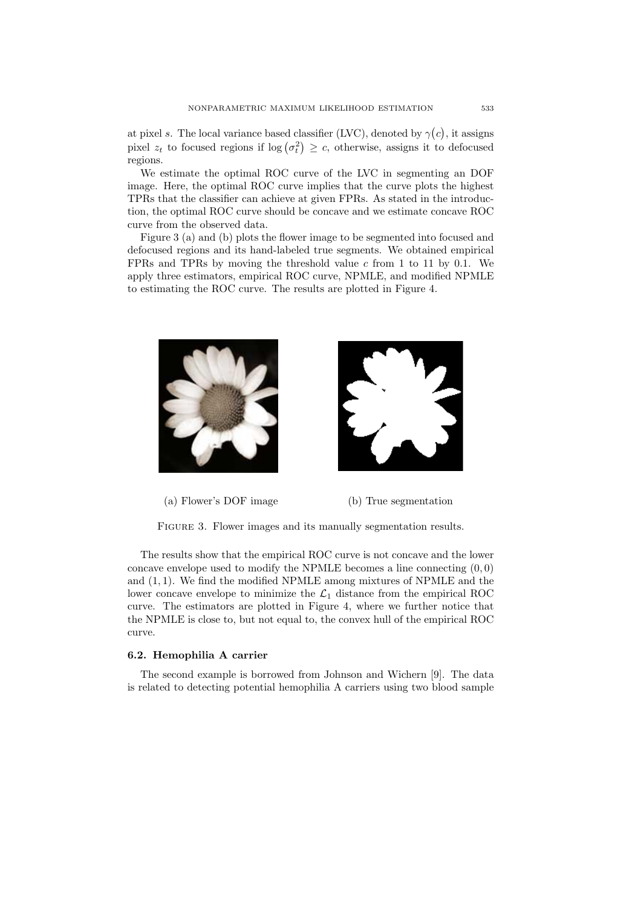at pixel $s$. The local variance based classifier (LVC), denoted by $\gamma(c)$, it assigns pixel $z_t$ to focused regions if $\log(\sigma_t^2) \geq c$, otherwise, assigns it to defocused regions.

We estimate the optimal ROC curve of the LVC in segmenting an DOF image. Here, the optimal ROC curve implies that the curve plots the highest TPRs that the classifier can achieve at given FPRs. As stated in the introduction, the optimal ROC curve should be concave and we estimate concave ROC curve from the observed data.

Figure 3 (a) and (b) plots the flower image to be segmented into focused and defocused regions and its hand-labeled true segments. We obtained empirical FPRs and TPRs by moving the threshold value $c$ from 1 to 11 by 0.1. We apply three estimators, empirical ROC curve, NPMLE, and modified NPMLE to estimating the ROC curve. The results are plotted in Figure 4.

(a) Flower's DOF image

(b) True segmentation

FIGURE 3. Flower images and its manually segmentation results.

The results show that the empirical ROC curve is not concave and the lower concave envelope used to modify the NPMLE becomes a line connecting $(0, 0)$ and $(1, 1)$. We find the modified NPMLE among mixtures of NPMLE and the lower concave envelope to minimize the $\mathcal{L}_1$ distance from the empirical ROC curve. The estimators are plotted in Figure 4, where we further notice that the NPMLE is close to, but not equal to, the convex hull of the empirical ROC curve.

### 6.2. Hemophilia A carrier

The second example is borrowed from Johnson and Wichern [9]. The data is related to detecting potential hemophilia A carriers using two blood sample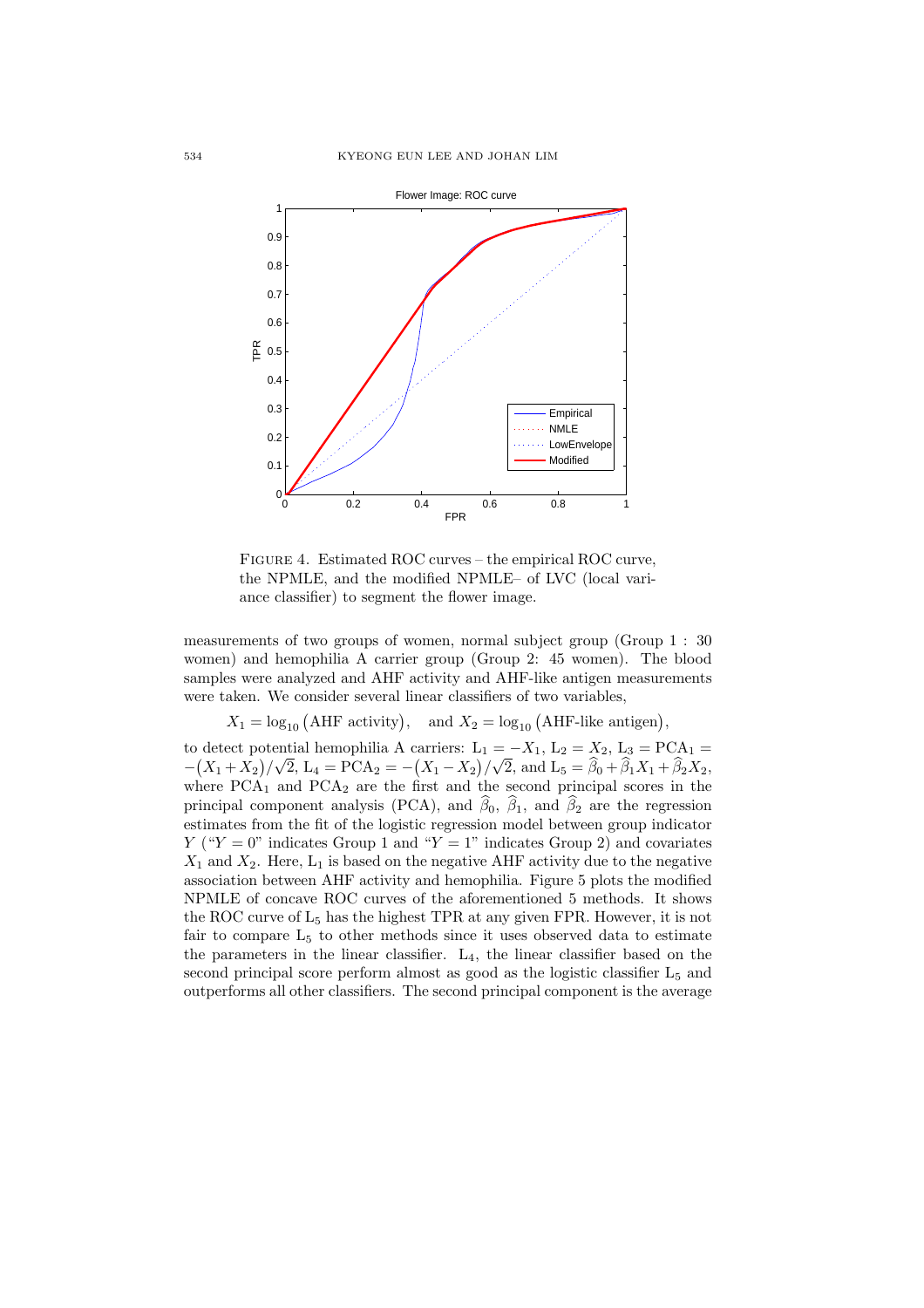FIGURE 4. Estimated ROC curves – the empirical ROC curve, the NPMLE, and the modified NPMLE– of LVC (local variance classifier) to segment the flower image.

measurements of two groups of women, normal subject group (Group 1 : 30 women) and hemophilia A carrier group (Group 2: 45 women). The blood samples were analyzed and AHF activity and AHF-like antigen measurements were taken. We consider several linear classifiers of two variables,

$$X_1 = \log_{10}\big(\text{AHF activity}\big), \quad \text{and } X_2 = \log_{10}\big(\text{AHF-like antigen}\big),$$

to detect potential hemophilia A carriers: $L_1 = -X_1$, $L_2 = X_2$, $L_3 = \text{PCA}_1 = -\big(X_1 + X_2\big)/\sqrt{2}$, $L_4 = \text{PCA}_2 = -\big(X_1 - X_2\big)/\sqrt{2}$, and $L_5 = \widehat{\beta}_0 + \widehat{\beta}_1 X_1 + \widehat{\beta}_2 X_2$, where $\text{PCA}_1$ and $\text{PCA}_2$ are the first and the second principal scores in the principal component analysis (PCA), and $\widehat{\beta}_0$, $\widehat{\beta}_1$, and $\widehat{\beta}_2$ are the regression estimates from the fit of the logistic regression model between group indicator $Y$ ("$Y = 0$" indicates Group 1 and "$Y = 1$" indicates Group 2) and covariates $X_1$ and $X_2$. Here, $L_1$ is based on the negative AHF activity due to the negative association between AHF activity and hemophilia. Figure 5 plots the modified NPMLE of concave ROC curves of the aforementioned 5 methods. It shows the ROC curve of $L_5$ has the highest TPR at any given FPR. However, it is not fair to compare $L_5$ to other methods since it uses observed data to estimate the parameters in the linear classifier. $L_4$, the linear classifier based on the second principal score perform almost as good as the logistic classifier $L_5$ and outperforms all other classifiers. The second principal component is the average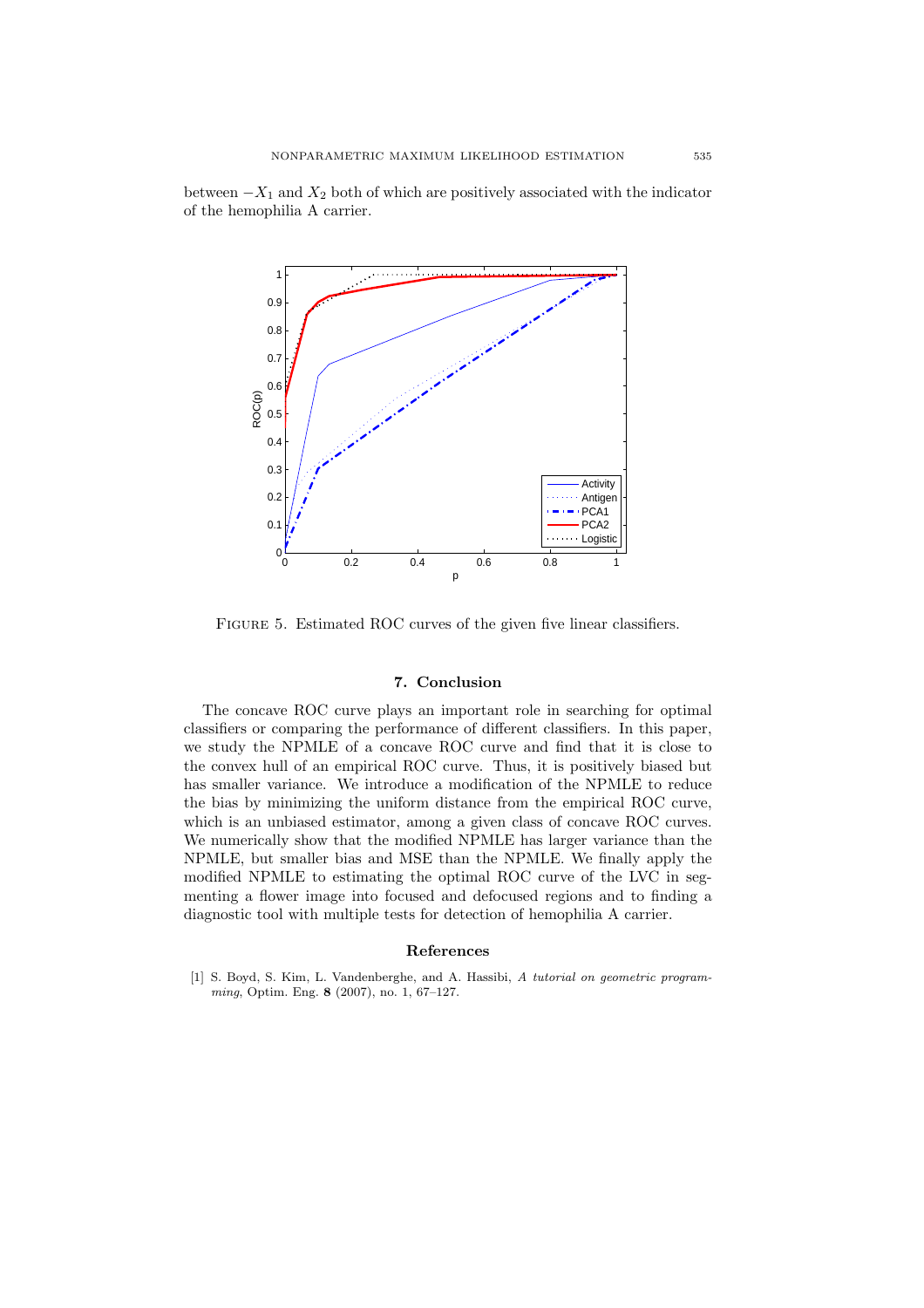between $-X_1$ and $X_2$ both of which are positively associated with the indicator of the hemophilia A carrier.

Figure 5. Estimated ROC curves of the given five linear classifiers.

## 7. Conclusion

The concave ROC curve plays an important role in searching for optimal classifiers or comparing the performance of different classifiers. In this paper, we study the NPMLE of a concave ROC curve and find that it is close to the convex hull of an empirical ROC curve. Thus, it is positively biased but has smaller variance. We introduce a modification of the NPMLE to reduce the bias by minimizing the uniform distance from the empirical ROC curve, which is an unbiased estimator, among a given class of concave ROC curves. We numerically show that the modified NPMLE has larger variance than the NPMLE, but smaller bias and MSE than the NPMLE. We finally apply the modified NPMLE to estimating the optimal ROC curve of the LVC in segmenting a flower image into focused and defocused regions and to finding a diagnostic tool with multiple tests for detection of hemophilia A carrier.

## References

[1] S. Boyd, S. Kim, L. Vandenberghe, and A. Hassibi, *A tutorial on geometric programming*, Optim. Eng. **8** (2007), no. 1, 67–127.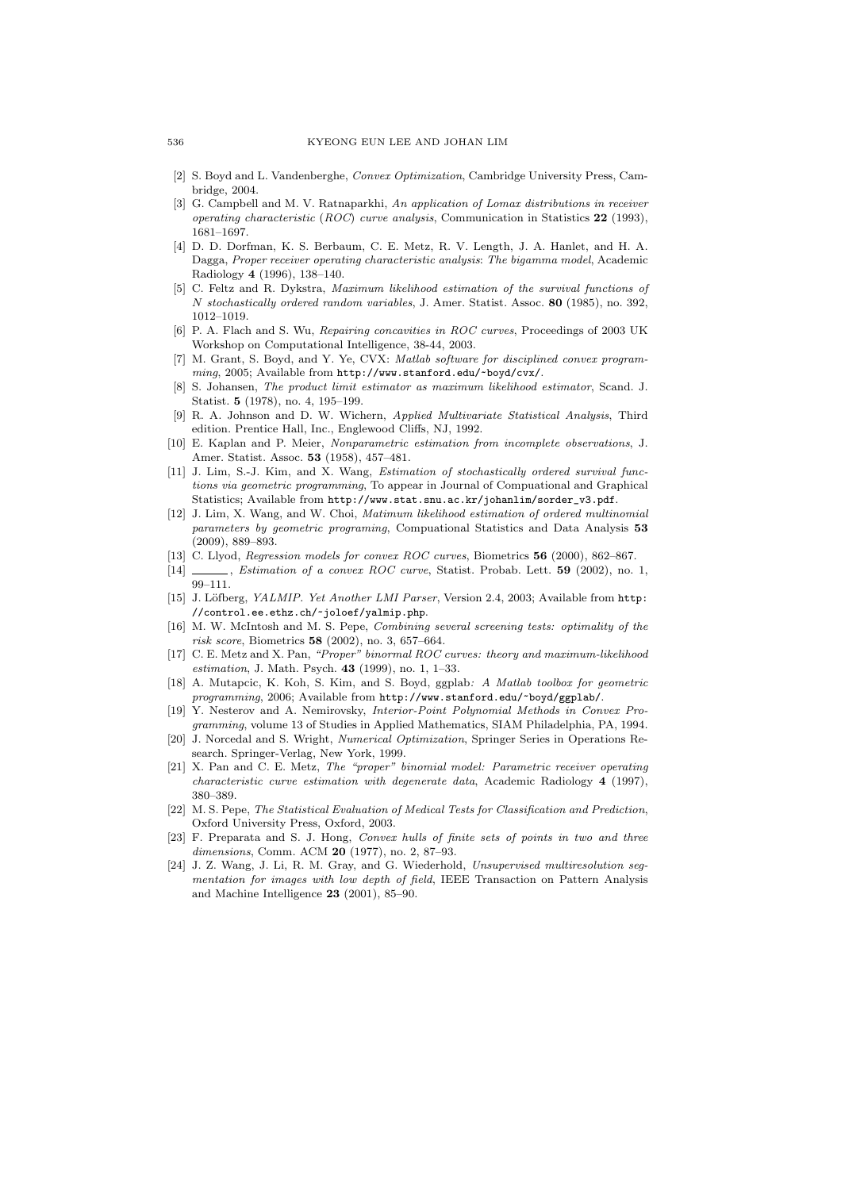[2] S. Boyd and L. Vandenberghe, *Convex Optimization*, Cambridge University Press, Cambridge, 2004.

[3] G. Campbell and M. V. Ratnaparkhi, *An application of Lomax distributions in receiver operating characteristic* (*ROC*) *curve analysis*, Communication in Statistics **22** (1993), 1681–1697.

[4] D. D. Dorfman, K. S. Berbaum, C. E. Metz, R. V. Length, J. A. Hanlet, and H. A. Dagga, *Proper receiver operating characteristic analysis*: *The bigamma model*, Academic Radiology **4** (1996), 138–140.

[5] C. Feltz and R. Dykstra, *Maximum likelihood estimation of the survival functions of N stochastically ordered random variables*, J. Amer. Statist. Assoc. **80** (1985), no. 392, 1012–1019.

[6] P. A. Flach and S. Wu, *Repairing concavities in ROC curves*, Proceedings of 2003 UK Workshop on Computational Intelligence, 38-44, 2003.

[7] M. Grant, S. Boyd, and Y. Ye, CVX: *Matlab software for disciplined convex programming*, 2005; Available from `http://www.stanford.edu/~boyd/cvx/`.

[8] S. Johansen, *The product limit estimator as maximum likelihood estimator*, Scand. J. Statist. **5** (1978), no. 4, 195–199.

[9] R. A. Johnson and D. W. Wichern, *Applied Multivariate Statistical Analysis*, Third edition. Prentice Hall, Inc., Englewood Cliffs, NJ, 1992.

[10] E. Kaplan and P. Meier, *Nonparametric estimation from incomplete observations*, J. Amer. Statist. Assoc. **53** (1958), 457–481.

[11] J. Lim, S.-J. Kim, and X. Wang, *Estimation of stochastically ordered survival functions via geometric programming*, To appear in Journal of Compuational and Graphical Statistics; Available from `http://www.stat.snu.ac.kr/johanlim/sorder_v3.pdf`.

[12] J. Lim, X. Wang, and W. Choi, *Matimum likelihood estimation of ordered multinomial parameters by geometric programing*, Compuational Statistics and Data Analysis **53** (2009), 889–893.

[13] C. Llyod, *Regression models for convex ROC curves*, Biometrics **56** (2000), 862–867.

[14] ______, *Estimation of a convex ROC curve*, Statist. Probab. Lett. **59** (2002), no. 1, 99–111.

[15] J. Löfberg, *YALMIP. Yet Another LMI Parser*, Version 2.4, 2003; Available from `http://control.ee.ethz.ch/~joloef/yalmip.php`.

[16] M. W. McIntosh and M. S. Pepe, *Combining several screening tests: optimality of the risk score*, Biometrics **58** (2002), no. 3, 657–664.

[17] C. E. Metz and X. Pan, *"Proper" binormal ROC curves: theory and maximum-likelihood estimation*, J. Math. Psych. **43** (1999), no. 1, 1–33.

[18] A. Mutapcic, K. Koh, S. Kim, and S. Boyd, ggplab*: A Matlab toolbox for geometric programming*, 2006; Available from `http://www.stanford.edu/~boyd/ggplab/`.

[19] Y. Nesterov and A. Nemirovsky, *Interior-Point Polynomial Methods in Convex Programming*, volume 13 of Studies in Applied Mathematics, SIAM Philadelphia, PA, 1994.

[20] J. Norcedal and S. Wright, *Numerical Optimization*, Springer Series in Operations Research. Springer-Verlag, New York, 1999.

[21] X. Pan and C. E. Metz, *The "proper" binomial model: Parametric receiver operating characteristic curve estimation with degenerate data*, Academic Radiology **4** (1997), 380–389.

[22] M. S. Pepe, *The Statistical Evaluation of Medical Tests for Classification and Prediction*, Oxford University Press, Oxford, 2003.

[23] F. Preparata and S. J. Hong, *Convex hulls of finite sets of points in two and three dimensions*, Comm. ACM **20** (1977), no. 2, 87–93.

[24] J. Z. Wang, J. Li, R. M. Gray, and G. Wiederhold, *Unsupervised multiresolution segmentation for images with low depth of field*, IEEE Transaction on Pattern Analysis and Machine Intelligence **23** (2001), 85–90.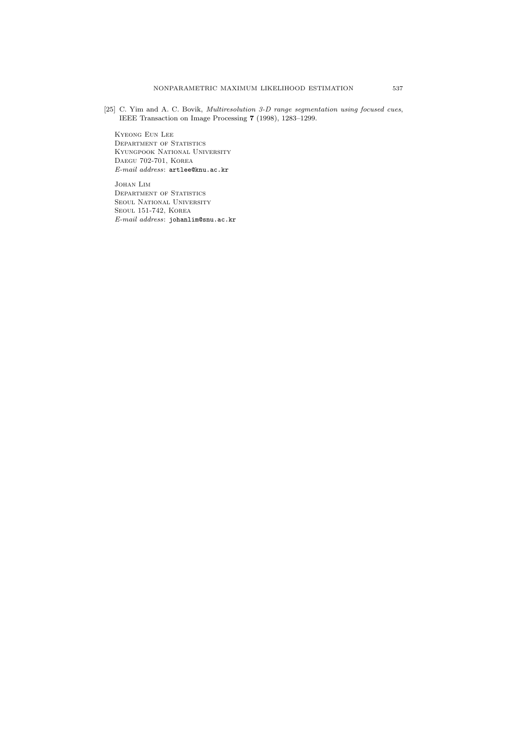[25] C. Yim and A. C. Bovik, *Multiresolution 3-D range segmentation using focused cues*, IEEE Transaction on Image Processing **7** (1998), 1283–1299.

Kyeong Eun Lee
Department of Statistics
Kyungpook National University
Daegu 702-701, Korea
*E-mail address*: artlee@knu.ac.kr

Johan Lim
Department of Statistics
Seoul National University
Seoul 151-742, Korea
*E-mail address*: johanlim@snu.ac.kr